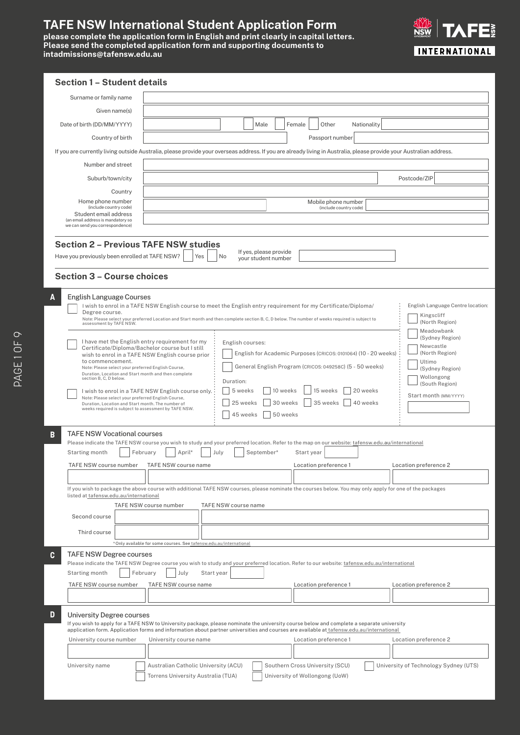# TAFE NSW International Student Application Form

**please complete the application form in English and print clearly in capital letters. Please send the completed application form and supporting documents to intadmissions@tafensw.edu.au**

NSW GOVERNMENT | TAFE NSW INTERNATIONAL

## Section 1 – Student details

Surname or family name

Given name(s)

Date of birth (DD/MM/YYYY) ☐ Male ☐ Female ☐ Other Nationality

Country of birth Passport number

If you are currently living outside Australia, please provide your overseas address. If you are already living in Australia, please provide your Australian address.

Number and street

Suburb/town/city Postcode/ZIP

Country

Home phone number (include country code) Mobile phone number (include country code)

Student email address (an email address is mandatory so we can send you correspondence)

## Section 2 – Previous TAFE NSW studies

Have you previously been enrolled at TAFE NSW? ☐ Yes ☐ No If yes, please provide your student number

## Section 3 – Course choices

### A English Language Courses

☐ I wish to enrol in a TAFE NSW English course to meet the English entry requirement for my Certificate/Diploma/Degree course.
Note: Please select your preferred Location and Start month and then complete section B, C, D below. The number of weeks required is subject to assessment by TAFE NSW.

☐ I have met the English entry requirement for my Certificate/Diploma/Bachelor course but I still wish to enrol in a TAFE NSW English course prior to commencement.
Note: Please select your preferred English Course, Duration, Location and Start month and then complete section B, C, D below.

☐ I wish to enrol in a TAFE NSW English course only.
Note: Please select your preferred English Course, Duration, Location and Start month. The number of weeks required is subject to assessment by TAFE NSW.

English courses:

☐ English for Academic Purposes (CRICOS: 0101064) (10 - 20 weeks)

☐ General English Program (CRICOS: 049258C) (5 - 50 weeks)

Duration:

☐ 5 weeks ☐ 10 weeks ☐ 15 weeks ☐ 20 weeks
☐ 25 weeks ☐ 30 weeks ☐ 35 weeks ☐ 40 weeks
☐ 45 weeks ☐ 50 weeks

English Language Centre location:

☐ Kingscliff (North Region)
☐ Meadowbank (Sydney Region)
☐ Newcastle (North Region)
☐ Ultimo (Sydney Region)
☐ Wollongong (South Region)

Start month (MM/YYYY)

### B TAFE NSW Vocational courses

Please indicate the TAFE NSW course you wish to study and your preferred location. Refer to the map on our website: tafensw.edu.au/international

Starting month ☐ February ☐ April* ☐ July ☐ September* Start year

| TAFE NSW course number | TAFE NSW course name | Location preference 1 | Location preference 2 |
|---|---|---|---|
| | | | |

If you wish to package the above course with additional TAFE NSW courses, please nominate the courses below. You may only apply for one of the packages listed at tafensw.edu.au/international

| | TAFE NSW course number | TAFE NSW course name |
|---|---|---|
| Second course | | |
| Third course | | |

*Only available for some courses. See tafensw.edu.au/international

### C TAFE NSW Degree courses

Please indicate the TAFE NSW Degree course you wish to study and your preferred location. Refer to our website: tafensw.edu.au/international

Starting month ☐ February ☐ July Start year

| TAFE NSW course number | TAFE NSW course name | Location preference 1 | Location preference 2 |
|---|---|---|---|
| | | | |

### D University Degree courses

If you wish to apply for a TAFE NSW to University package, please nominate the university course below and complete a separate university application form. Application forms and information about partner universities and courses are available at tafensw.edu.au/international

| University course number | University course name | Location preference 1 | Location preference 2 |
|---|---|---|---|
| | | | |

University name ☐ Australian Catholic University (ACU) ☐ Southern Cross University (SCU) ☐ University of Technology Sydney (UTS) ☐ Torrens University Australia (TUA) ☐ University of Wollongong (UoW)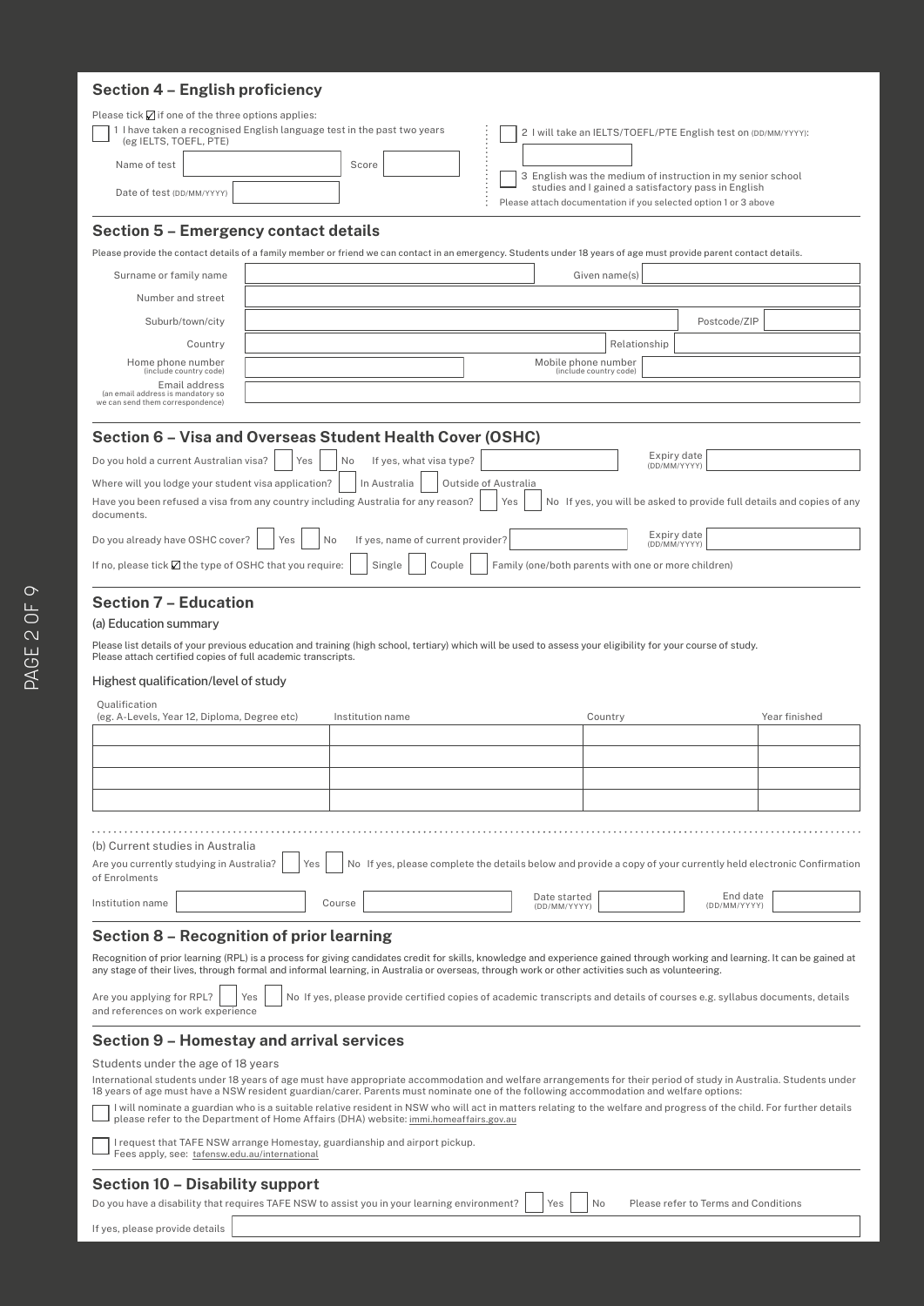## Section 4 – English proficiency

Please tick ☑ if one of the three options applies:

☐ 1 I have taken a recognised English language test in the past two years (eg IELTS, TOEFL, PTE)

Name of test ____________ Score ____________

Date of test (DD/MM/YYYY) ____________

☐ 2 I will take an IELTS/TOEFL/PTE English test on (DD/MM/YYYY): ____________

☐ 3 English was the medium of instruction in my senior school studies and I gained a satisfactory pass in English

Please attach documentation if you selected option 1 or 3 above

## Section 5 – Emergency contact details

Please provide the contact details of a family member or friend we can contact in an emergency. Students under 18 years of age must provide parent contact details.

Surname or family name ____________ Given name(s) ____________

Number and street ____________

Suburb/town/city ____________ Postcode/ZIP ____________

Country ____________ Relationship ____________

Home phone number (include country code) ____________ Mobile phone number (include country code) ____________

Email address (an email address is mandatory so we can send them correspondence) ____________

## Section 6 – Visa and Overseas Student Health Cover (OSHC)

Do you hold a current Australian visa? ☐ Yes ☐ No If yes, what visa type? ____________ Expiry date (DD/MM/YYYY) ____________

Where will you lodge your student visa application? ☐ In Australia ☐ Outside of Australia

Have you been refused a visa from any country including Australia for any reason? ☐ Yes ☐ No If yes, you will be asked to provide full details and copies of any documents.

Do you already have OSHC cover? ☐ Yes ☐ No If yes, name of current provider? ____________ Expiry date (DD/MM/YYYY) ____________

If no, please tick ☑ the type of OSHC that you require: ☐ Single ☐ Couple ☐ Family (one/both parents with one or more children)

## Section 7 – Education

### (a) Education summary

Please list details of your previous education and training (high school, tertiary) which will be used to assess your eligibility for your course of study.
Please attach certified copies of full academic transcripts.

### Highest qualification/level of study

| Qualification (eg. A-Levels, Year 12, Diploma, Degree etc) | Institution name | Country | Year finished |
|---|---|---|---|
| | | | |
| | | | |
| | | | |
| | | | |

### (b) Current studies in Australia

Are you currently studying in Australia? ☐ Yes ☐ No If yes, please complete the details below and provide a copy of your currently held electronic Confirmation of Enrolments

Institution name ____________ Course ____________ Date started (DD/MM/YYYY) ____________ End date (DD/MM/YYYY) ____________

## Section 8 – Recognition of prior learning

Recognition of prior learning (RPL) is a process for giving candidates credit for skills, knowledge and experience gained through working and learning. It can be gained at any stage of their lives, through formal and informal learning, in Australia or overseas, through work or other activities such as volunteering.

Are you applying for RPL? ☐ Yes ☐ No If yes, please provide certified copies of academic transcripts and details of courses e.g. syllabus documents, details and references on work experience

## Section 9 – Homestay and arrival services

Students under the age of 18 years

International students under 18 years of age must have appropriate accommodation and welfare arrangements for their period of study in Australia. Students under 18 years of age must have a NSW resident guardian/carer. Parents must nominate one of the following accommodation and welfare options:

☐ I will nominate a guardian who is a suitable relative resident in NSW who will act in matters relating to the welfare and progress of the child. For further details please refer to the Department of Home Affairs (DHA) website: immi.homeaffairs.gov.au

☐ I request that TAFE NSW arrange Homestay, guardianship and airport pickup. Fees apply, see: tafensw.edu.au/international

## Section 10 – Disability support

Do you have a disability that requires TAFE NSW to assist you in your learning environment? ☐ Yes ☐ No Please refer to Terms and Conditions

If yes, please provide details ____________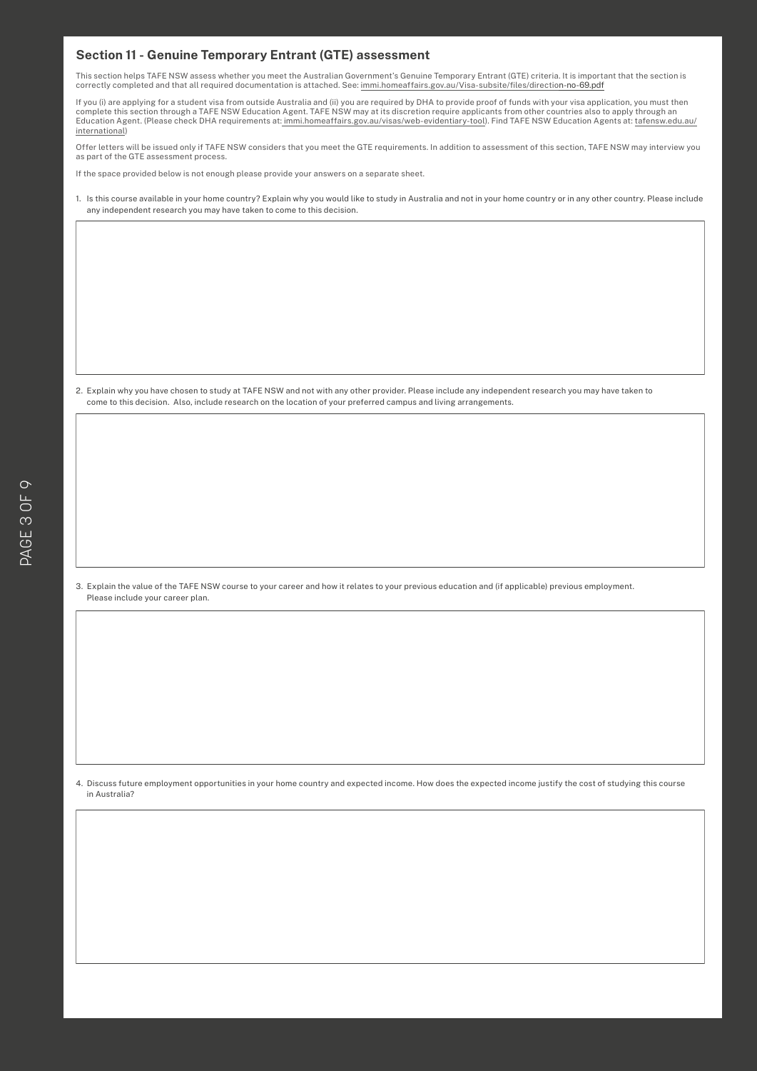## Section 11 - Genuine Temporary Entrant (GTE) assessment

This section helps TAFE NSW assess whether you meet the Australian Government's Genuine Temporary Entrant (GTE) criteria. It is important that the section is correctly completed and that all required documentation is attached. See: immi.homeaffairs.gov.au/Visa-subsite/files/direction-no-69.pdf

If you (i) are applying for a student visa from outside Australia and (ii) you are required by DHA to provide proof of funds with your visa application, you must then complete this section through a TAFE NSW Education Agent. TAFE NSW may at its discretion require applicants from other countries also to apply through an Education Agent. (Please check DHA requirements at: immi.homeaffairs.gov.au/visas/web-evidentiary-tool). Find TAFE NSW Education Agents at: tafensw.edu.au/international)

Offer letters will be issued only if TAFE NSW considers that you meet the GTE requirements. In addition to assessment of this section, TAFE NSW may interview you as part of the GTE assessment process.

If the space provided below is not enough please provide your answers on a separate sheet.

1. Is this course available in your home country? Explain why you would like to study in Australia and not in your home country or in any other country. Please include any independent research you may have taken to come to this decision.

2. Explain why you have chosen to study at TAFE NSW and not with any other provider. Please include any independent research you may have taken to come to this decision. Also, include research on the location of your preferred campus and living arrangements.

3. Explain the value of the TAFE NSW course to your career and how it relates to your previous education and (if applicable) previous employment. Please include your career plan.

4. Discuss future employment opportunities in your home country and expected income. How does the expected income justify the cost of studying this course in Australia?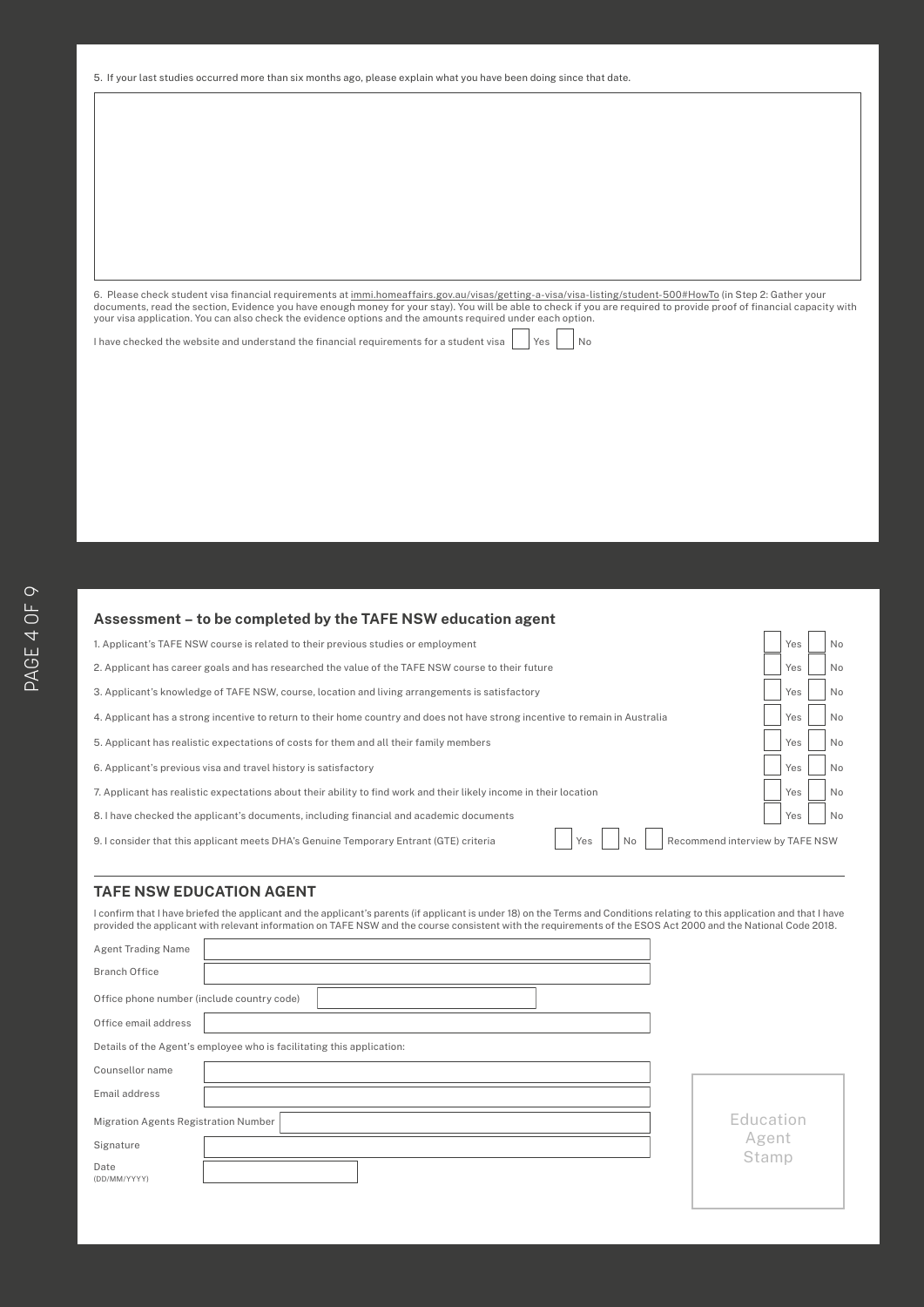5. If your last studies occurred more than six months ago, please explain what you have been doing since that date.

6. Please check student visa financial requirements at immi.homeaffairs.gov.au/visas/getting-a-visa/visa-listing/student-500#HowTo (in Step 2: Gather your documents, read the section, Evidence you have enough money for your stay). You will be able to check if you are required to provide proof of financial capacity with your visa application. You can also check the evidence options and the amounts required under each option.

I have checked the website and understand the financial requirements for a student visa ☐ Yes ☐ No

## Assessment – to be completed by the TAFE NSW education agent

| | | |
|---|---|---|
| 1. Applicant's TAFE NSW course is related to their previous studies or employment | ☐ Yes | ☐ No |
| 2. Applicant has career goals and has researched the value of the TAFE NSW course to their future | ☐ Yes | ☐ No |
| 3. Applicant's knowledge of TAFE NSW, course, location and living arrangements is satisfactory | ☐ Yes | ☐ No |
| 4. Applicant has a strong incentive to return to their home country and does not have strong incentive to remain in Australia | ☐ Yes | ☐ No |
| 5. Applicant has realistic expectations of costs for them and all their family members | ☐ Yes | ☐ No |
| 6. Applicant's previous visa and travel history is satisfactory | ☐ Yes | ☐ No |
| 7. Applicant has realistic expectations about their ability to find work and their likely income in their location | ☐ Yes | ☐ No |
| 8. I have checked the applicant's documents, including financial and academic documents | ☐ Yes | ☐ No |

9. I consider that this applicant meets DHA's Genuine Temporary Entrant (GTE) criteria ☐ Yes ☐ No ☐ Recommend interview by TAFE NSW

## TAFE NSW EDUCATION AGENT

I confirm that I have briefed the applicant and the applicant's parents (if applicant is under 18) on the Terms and Conditions relating to this application and that I have provided the applicant with relevant information on TAFE NSW and the course consistent with the requirements of the ESOS Act 2000 and the National Code 2018.

Agent Trading Name

Branch Office

Office phone number (include country code)

Office email address

Details of the Agent's employee who is facilitating this application:

Counsellor name

Email address

Migration Agents Registration Number

Signature

Date (DD/MM/YYYY)

Education Agent Stamp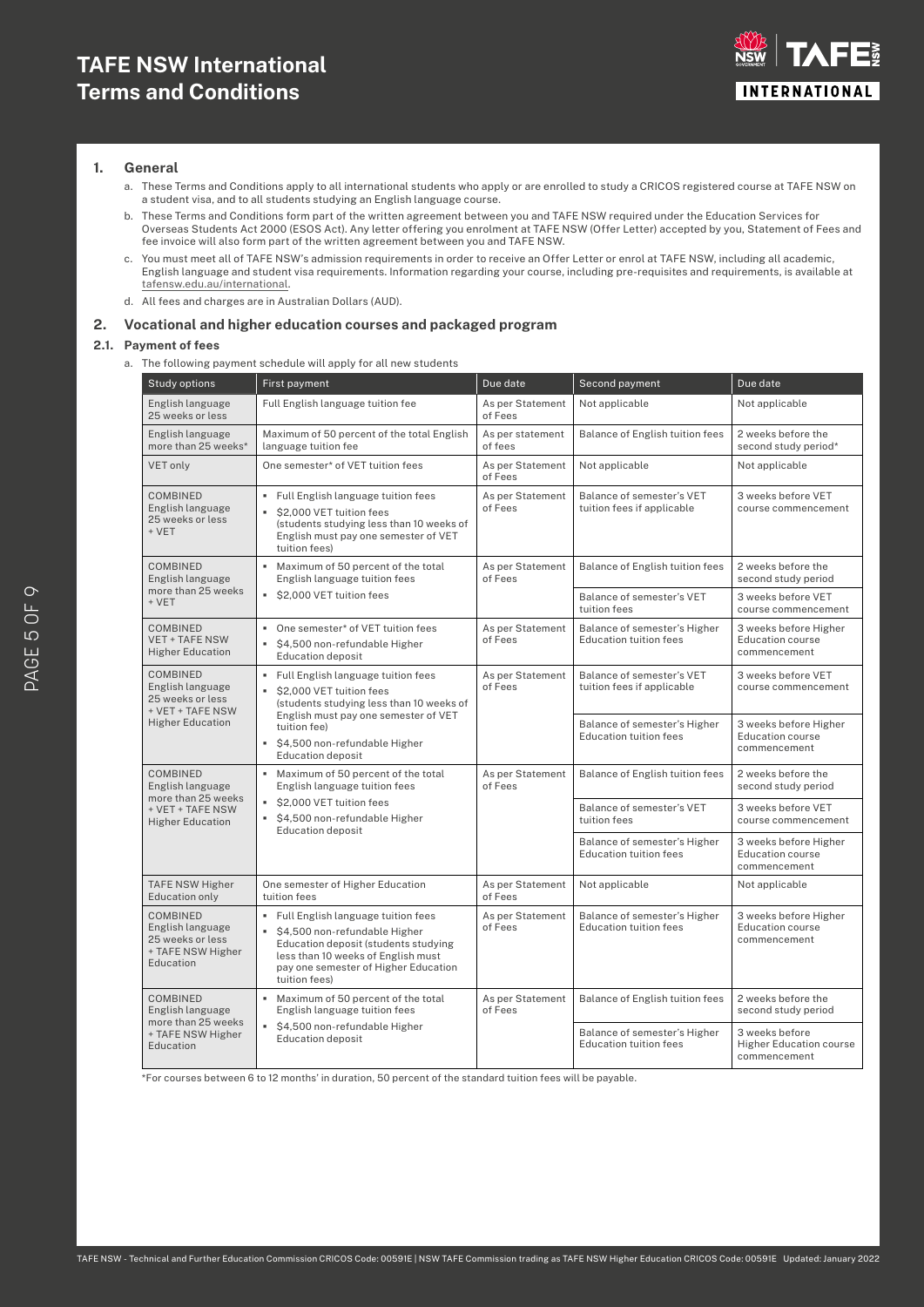# TAFE NSW International Terms and Conditions

## 1. General

a. These Terms and Conditions apply to all international students who apply or are enrolled to study a CRICOS registered course at TAFE NSW on a student visa, and to all students studying an English language course.

b. These Terms and Conditions form part of the written agreement between you and TAFE NSW required under the Education Services for Overseas Students Act 2000 (ESOS Act). Any letter offering you enrolment at TAFE NSW (Offer Letter) accepted by you, Statement of Fees and fee invoice will also form part of the written agreement between you and TAFE NSW.

c. You must meet all of TAFE NSW's admission requirements in order to receive an Offer Letter or enrol at TAFE NSW, including all academic, English language and student visa requirements. Information regarding your course, including pre-requisites and requirements, is available at tafensw.edu.au/international.

d. All fees and charges are in Australian Dollars (AUD).

## 2. Vocational and higher education courses and packaged program

### 2.1. Payment of fees

a. The following payment schedule will apply for all new students

| Study options | First payment | Due date | Second payment | Due date |
|---|---|---|---|---|
| English language 25 weeks or less | Full English language tuition fee | As per Statement of Fees | Not applicable | Not applicable |
| English language more than 25 weeks* | Maximum of 50 percent of the total English language tuition fee | As per statement of fees | Balance of English tuition fees | 2 weeks before the second study period* |
| VET only | One semester* of VET tuition fees | As per Statement of Fees | Not applicable | Not applicable |
| COMBINED English language 25 weeks or less + VET | • Full English language tuition fees<br>• $2,000 VET tuition fees (students studying less than 10 weeks of English must pay one semester of VET tuition fees) | As per Statement of Fees | Balance of semester's VET tuition fees if applicable | 3 weeks before VET course commencement |
| COMBINED English language more than 25 weeks + VET | • Maximum of 50 percent of the total English language tuition fees<br>• $2,000 VET tuition fees | As per Statement of Fees | Balance of English tuition fees | 2 weeks before the second study period |
| | | | Balance of semester's VET tuition fees | 3 weeks before VET course commencement |
| COMBINED VET + TAFE NSW Higher Education | • One semester* of VET tuition fees<br>• $4,500 non-refundable Higher Education deposit | As per Statement of Fees | Balance of semester's Higher Education tuition fees | 3 weeks before Higher Education course commencement |
| COMBINED English language 25 weeks or less + VET + TAFE NSW Higher Education | • Full English language tuition fees<br>• $2,000 VET tuition fees (students studying less than 10 weeks of English must pay one semester of VET tuition fee)<br>• $4,500 non-refundable Higher Education deposit | As per Statement of Fees | Balance of semester's VET tuition fees if applicable | 3 weeks before VET course commencement |
| | | | Balance of semester's Higher Education tuition fees | 3 weeks before Higher Education course commencement |
| COMBINED English language more than 25 weeks + VET + TAFE NSW Higher Education | • Maximum of 50 percent of the total English language tuition fees<br>• $2,000 VET tuition fees<br>• $4,500 non-refundable Higher Education deposit | As per Statement of Fees | Balance of English tuition fees | 2 weeks before the second study period |
| | | | Balance of semester's VET tuition fees | 3 weeks before VET course commencement |
| | | | Balance of semester's Higher Education tuition fees | 3 weeks before Higher Education course commencement |
| TAFE NSW Higher Education only | One semester of Higher Education tuition fees | As per Statement of Fees | Not applicable | Not applicable |
| COMBINED English language 25 weeks or less + TAFE NSW Higher Education | • Full English language tuition fees<br>• $4,500 non-refundable Higher Education deposit (students studying less than 10 weeks of English must pay one semester of Higher Education tuition fees) | As per Statement of Fees | Balance of semester's Higher Education tuition fees | 3 weeks before Higher Education course commencement |
| COMBINED English language more than 25 weeks + TAFE NSW Higher Education | • Maximum of 50 percent of the total English language tuition fees<br>• $4,500 non-refundable Higher Education deposit | As per Statement of Fees | Balance of English tuition fees | 2 weeks before the second study period |
| | | | Balance of semester's Higher Education tuition fees | 3 weeks before Higher Education course commencement |

*For courses between 6 to 12 months' in duration, 50 percent of the standard tuition fees will be payable.

TAFE NSW - Technical and Further Education Commission CRICOS Code: 00591E | NSW TAFE Commission trading as TAFE NSW Higher Education CRICOS Code: 00591E Updated: January 2022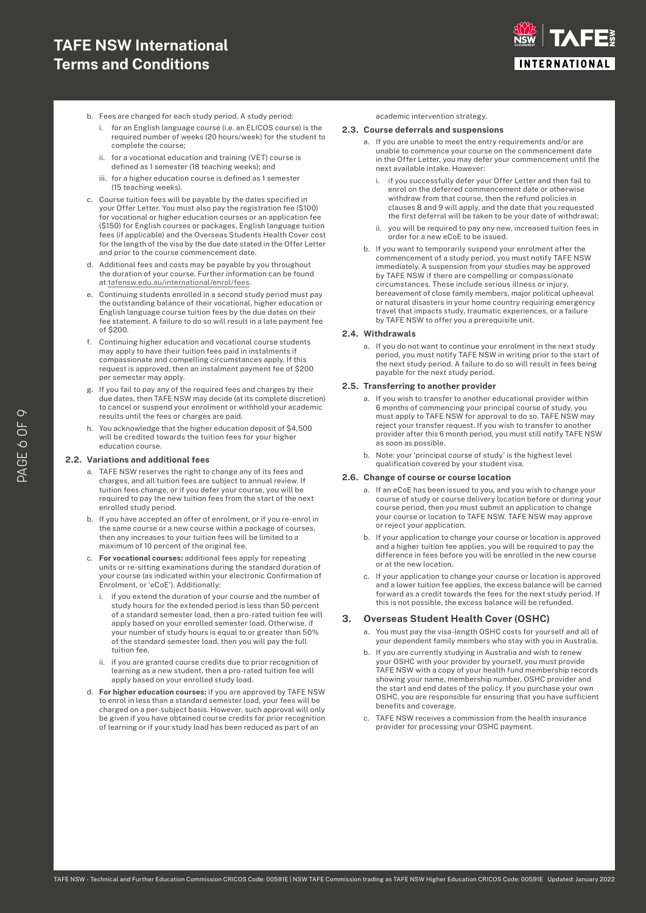b. Fees are charged for each study period. A study period:
   i. for an English language course (i.e. an ELICOS course) is the required number of weeks (20 hours/week) for the student to complete the course;
   ii. for a vocational education and training (VET) course is defined as 1 semester (18 teaching weeks); and
   iii. for a higher education course is defined as 1 semester (15 teaching weeks).
c. Course tuition fees will be payable by the dates specified in your Offer Letter. You must also pay the registration fee ($100) for vocational or higher education courses or an application fee ($150) for English courses or packages, English language tuition fees (if applicable) and the Overseas Students Health Cover cost for the length of the visa by the due date stated in the Offer Letter and prior to the course commencement date.
d. Additional fees and costs may be payable by you throughout the duration of your course. Further information can be found at tafensw.edu.au/international/enrol/fees.
e. Continuing students enrolled in a second study period must pay the outstanding balance of their vocational, higher education or English language course tuition fees by the due dates on their fee statement. A failure to do so will result in a late payment fee of $200.
f. Continuing higher education and vocational course students may apply to have their tuition fees paid in instalments if compassionate and compelling circumstances apply. If this request is approved, then an instalment payment fee of $200 per semester may apply.
g. If you fail to pay any of the required fees and charges by their due dates, then TAFE NSW may decide (at its complete discretion) to cancel or suspend your enrolment or withhold your academic results until the fees or charges are paid.
h. You acknowledge that the higher education deposit of $4,500 will be credited towards the tuition fees for your higher education course.

### 2.2. Variations and additional fees

a. TAFE NSW reserves the right to change any of its fees and charges, and all tuition fees are subject to annual review. If tuition fees change, or if you defer your course, you will be required to pay the new tuition fees from the start of the next enrolled study period.
b. If you have accepted an offer of enrolment, or if you re-enrol in the same course or a new course within a package of courses, then any increases to your tuition fees will be limited to a maximum of 10 percent of the original fee.
c. **For vocational courses:** additional fees apply for repeating units or re-sitting examinations during the standard duration of your course (as indicated within your electronic Confirmation of Enrolment, or 'eCoE'). Additionally:
   i. if you extend the duration of your course and the number of study hours for the extended period is less than 50 percent of a standard semester load, then a pro-rated tuition fee will apply based on your enrolled semester load. Otherwise, if your number of study hours is equal to or greater than 50% of the standard semester load, then you will pay the full tuition fee.
   ii. if you are granted course credits due to prior recognition of learning as a new student, then a pro-rated tuition fee will apply based on your enrolled study load.
d. **For higher education courses:** if you are approved by TAFE NSW to enrol in less than a standard semester load, your fees will be charged on a per-subject basis. However, such approval will only be given if you have obtained course credits for prior recognition of learning or if your study load has been reduced as part of an academic intervention strategy.

### 2.3. Course deferrals and suspensions

a. If you are unable to meet the entry requirements and/or are unable to commence your course on the commencement date in the Offer Letter, you may defer your commencement until the next available intake. However:
   i. if you successfully defer your Offer Letter and then fail to enrol on the deferred commencement date or otherwise withdraw from that course, then the refund policies in clauses 8 and 9 will apply, and the date that you requested the first deferral will be taken to be your date of withdrawal;
   ii. you will be required to pay any new, increased tuition fees in order for a new eCoE to be issued.
b. If you want to temporarily suspend your enrolment after the commencement of a study period, you must notify TAFE NSW immediately. A suspension from your studies may be approved by TAFE NSW if there are compelling or compassionate circumstances. These include serious illness or injury, bereavement of close family members, major political upheaval or natural disasters in your home country requiring emergency travel that impacts study, traumatic experiences, or a failure by TAFE NSW to offer you a prerequisite unit.

### 2.4. Withdrawals

a. If you do not want to continue your enrolment in the next study period, you must notify TAFE NSW in writing prior to the start of the next study period. A failure to do so will result in fees being payable for the next study period.

### 2.5. Transferring to another provider

a. If you wish to transfer to another educational provider within 6 months of commencing your principal course of study, you must apply to TAFE NSW for approval to do so. TAFE NSW may reject your transfer request. If you wish to transfer to another provider after this 6 month period, you must still notify TAFE NSW as soon as possible.
b. Note: your 'principal course of study' is the highest level qualification covered by your student visa.

### 2.6. Change of course or course location

a. If an eCoE has been issued to you, and you wish to change your course of study or course delivery location before or during your course period, then you must submit an application to change your course or location to TAFE NSW. TAFE NSW may approve or reject your application.
b. If your application to change your course or location is approved and a higher tuition fee applies, you will be required to pay the difference in fees before you will be enrolled in the new course or at the new location.
c. If your application to change your course or location is approved and a lower tuition fee applies, the excess balance will be carried forward as a credit towards the fees for the next study period. If this is not possible, the excess balance will be refunded.

## 3. Overseas Student Health Cover (OSHC)

a. You must pay the visa-length OSHC costs for yourself and all of your dependent family members who stay with you in Australia.
b. If you are currently studying in Australia and wish to renew your OSHC with your provider by yourself, you must provide TAFE NSW with a copy of your health fund membership records showing your name, membership number, OSHC provider and the start and end dates of the policy. If you purchase your own OSHC, you are responsible for ensuring that you have sufficient benefits and coverage.
c. TAFE NSW receives a commission from the health insurance provider for processing your OSHC payment.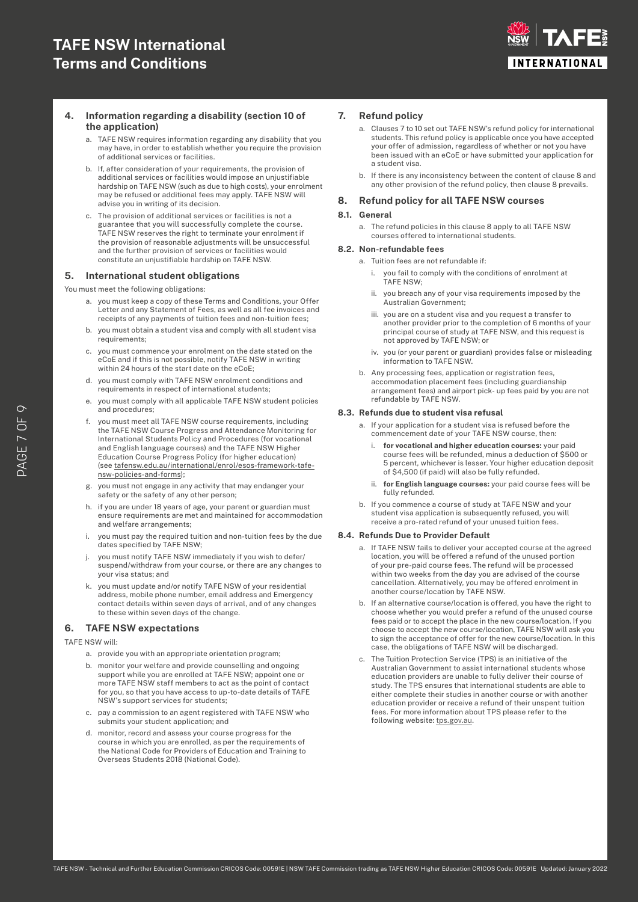## 4. Information regarding a disability (section 10 of the application)

a. TAFE NSW requires information regarding any disability that you may have, in order to establish whether you require the provision of additional services or facilities.

b. If, after consideration of your requirements, the provision of additional services or facilities would impose an unjustifiable hardship on TAFE NSW (such as due to high costs), your enrolment may be refused or additional fees may apply. TAFE NSW will advise you in writing of its decision.

c. The provision of additional services or facilities is not a guarantee that you will successfully complete the course. TAFE NSW reserves the right to terminate your enrolment if the provision of reasonable adjustments will be unsuccessful and the further provision of services or facilities would constitute an unjustifiable hardship on TAFE NSW.

## 5. International student obligations

You must meet the following obligations:

a. you must keep a copy of these Terms and Conditions, your Offer Letter and any Statement of Fees, as well as all fee invoices and receipts of any payments of tuition fees and non-tuition fees;

b. you must obtain a student visa and comply with all student visa requirements;

c. you must commence your enrolment on the date stated on the eCoE and if this is not possible, notify TAFE NSW in writing within 24 hours of the start date on the eCoE;

d. you must comply with TAFE NSW enrolment conditions and requirements in respect of international students;

e. you must comply with all applicable TAFE NSW student policies and procedures;

f. you must meet all TAFE NSW course requirements, including the TAFE NSW Course Progress and Attendance Monitoring for International Students Policy and Procedures (for vocational and English language courses) and the TAFE NSW Higher Education Course Progress Policy (for higher education) (see tafensw.edu.au/international/enrol/esos-framework-tafe-nsw-policies-and-forms);

g. you must not engage in any activity that may endanger your safety or the safety of any other person;

h. if you are under 18 years of age, your parent or guardian must ensure requirements are met and maintained for accommodation and welfare arrangements;

i. you must pay the required tuition and non-tuition fees by the due dates specified by TAFE NSW;

j. you must notify TAFE NSW immediately if you wish to defer/suspend/withdraw from your course, or there are any changes to your visa status; and

k. you must update and/or notify TAFE NSW of your residential address, mobile phone number, email address and Emergency contact details within seven days of arrival, and of any changes to these within seven days of the change.

## 6. TAFE NSW expectations

TAFE NSW will:

a. provide you with an appropriate orientation program;

b. monitor your welfare and provide counselling and ongoing support while you are enrolled at TAFE NSW; appoint one or more TAFE NSW staff members to act as the point of contact for you, so that you have access to up-to-date details of TAFE NSW's support services for students;

c. pay a commission to an agent registered with TAFE NSW who submits your student application; and

d. monitor, record and assess your course progress for the course in which you are enrolled, as per the requirements of the National Code for Providers of Education and Training to Overseas Students 2018 (National Code).

## 7. Refund policy

a. Clauses 7 to 10 set out TAFE NSW's refund policy for international students. This refund policy is applicable once you have accepted your offer of admission, regardless of whether or not you have been issued with an eCoE or have submitted your application for a student visa.

b. If there is any inconsistency between the content of clause 8 and any other provision of the refund policy, then clause 8 prevails.

## 8. Refund policy for all TAFE NSW courses

### 8.1. General

a. The refund policies in this clause 8 apply to all TAFE NSW courses offered to international students.

### 8.2. Non-refundable fees

a. Tuition fees are not refundable if:

i. you fail to comply with the conditions of enrolment at TAFE NSW;

ii. you breach any of your visa requirements imposed by the Australian Government;

iii. you are on a student visa and you request a transfer to another provider prior to the completion of 6 months of your principal course of study at TAFE NSW, and this request is not approved by TAFE NSW; or

iv. you (or your parent or guardian) provides false or misleading information to TAFE NSW.

b. Any processing fees, application or registration fees, accommodation placement fees (including guardianship arrangement fees) and airport pick- up fees paid by you are not refundable by TAFE NSW.

### 8.3. Refunds due to student visa refusal

a. If your application for a student visa is refused before the commencement date of your TAFE NSW course, then:

i. **for vocational and higher education courses:** your paid course fees will be refunded, minus a deduction of $500 or 5 percent, whichever is lesser. Your higher education deposit of $4,500 (if paid) will also be fully refunded.

ii. **for English language courses:** your paid course fees will be fully refunded.

b. If you commence a course of study at TAFE NSW and your student visa application is subsequently refused, you will receive a pro-rated refund of your unused tuition fees.

### 8.4. Refunds Due to Provider Default

a. If TAFE NSW fails to deliver your accepted course at the agreed location, you will be offered a refund of the unused portion of your pre-paid course fees. The refund will be processed within two weeks from the day you are advised of the course cancellation. Alternatively, you may be offered enrolment in another course/location by TAFE NSW.

b. If an alternative course/location is offered, you have the right to choose whether you would prefer a refund of the unused course fees paid or to accept the place in the new course/location. If you choose to accept the new course/location, TAFE NSW will ask you to sign the acceptance of offer for the new course/location. In this case, the obligations of TAFE NSW will be discharged.

c. The Tuition Protection Service (TPS) is an initiative of the Australian Government to assist international students whose education providers are unable to fully deliver their course of study. The TPS ensures that international students are able to either complete their studies in another course or with another education provider or receive a refund of their unspent tuition fees. For more information about TPS please refer to the following website: tps.gov.au.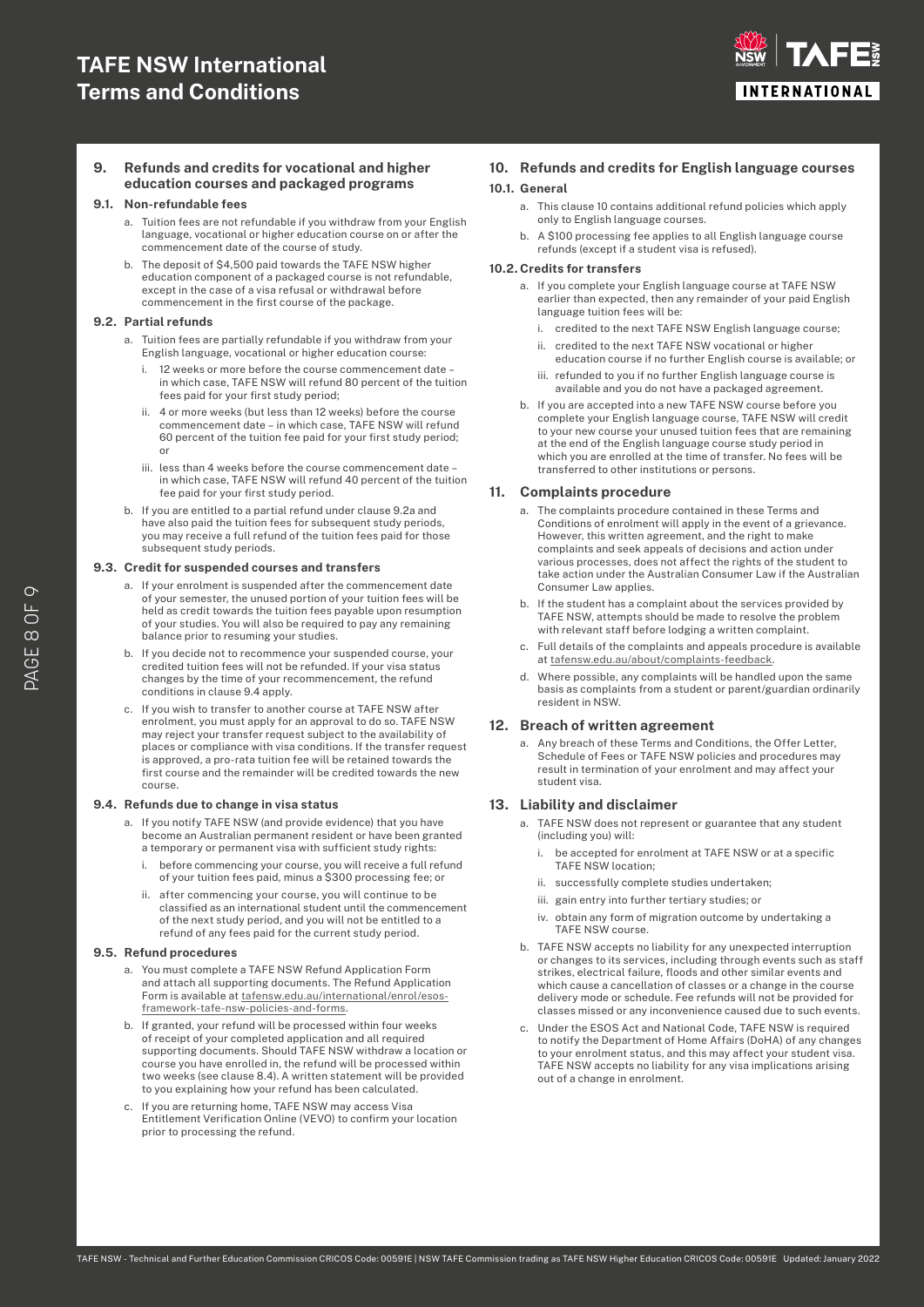## 9. Refunds and credits for vocational and higher education courses and packaged programs

### 9.1. Non-refundable fees

a. Tuition fees are not refundable if you withdraw from your English language, vocational or higher education course on or after the commencement date of the course of study.

b. The deposit of $4,500 paid towards the TAFE NSW higher education component of a packaged course is not refundable, except in the case of a visa refusal or withdrawal before commencement in the first course of the package.

### 9.2. Partial refunds

a. Tuition fees are partially refundable if you withdraw from your English language, vocational or higher education course:

   i. 12 weeks or more before the course commencement date – in which case, TAFE NSW will refund 80 percent of the tuition fees paid for your first study period;

   ii. 4 or more weeks (but less than 12 weeks) before the course commencement date – in which case, TAFE NSW will refund 60 percent of the tuition fee paid for your first study period; or

   iii. less than 4 weeks before the course commencement date – in which case, TAFE NSW will refund 40 percent of the tuition fee paid for your first study period.

b. If you are entitled to a partial refund under clause 9.2a and have also paid the tuition fees for subsequent study periods, you may receive a full refund of the tuition fees paid for those subsequent study periods.

### 9.3. Credit for suspended courses and transfers

a. If your enrolment is suspended after the commencement date of your semester, the unused portion of your tuition fees will be held as credit towards the tuition fees payable upon resumption of your studies. You will also be required to pay any remaining balance prior to resuming your studies.

b. If you decide not to recommence your suspended course, your credited tuition fees will not be refunded. If your visa status changes by the time of your recommencement, the refund conditions in clause 9.4 apply.

c. If you wish to transfer to another course at TAFE NSW after enrolment, you must apply for an approval to do so. TAFE NSW may reject your transfer request subject to the availability of places or compliance with visa conditions. If the transfer request is approved, a pro-rata tuition fee will be retained towards the first course and the remainder will be credited towards the new course.

### 9.4. Refunds due to change in visa status

a. If you notify TAFE NSW (and provide evidence) that you have become an Australian permanent resident or have been granted a temporary or permanent visa with sufficient study rights:

   i. before commencing your course, you will receive a full refund of your tuition fees paid, minus a $300 processing fee; or

   ii. after commencing your course, you will continue to be classified as an international student until the commencement of the next study period, and you will not be entitled to a refund of any fees paid for the current study period.

### 9.5. Refund procedures

a. You must complete a TAFE NSW Refund Application Form and attach all supporting documents. The Refund Application Form is available at tafensw.edu.au/international/enrol/esos-framework-tafe-nsw-policies-and-forms.

b. If granted, your refund will be processed within four weeks of receipt of your completed application and all required supporting documents. Should TAFE NSW withdraw a location or course you have enrolled in, the refund will be processed within two weeks (see clause 8.4). A written statement will be provided to you explaining how your refund has been calculated.

c. If you are returning home, TAFE NSW may access Visa Entitlement Verification Online (VEVO) to confirm your location prior to processing the refund.

## 10. Refunds and credits for English language courses

### 10.1. General

a. This clause 10 contains additional refund policies which apply only to English language courses.

b. A $100 processing fee applies to all English language course refunds (except if a student visa is refused).

### 10.2. Credits for transfers

a. If you complete your English language course at TAFE NSW earlier than expected, then any remainder of your paid English language tuition fees will be:

   i. credited to the next TAFE NSW English language course;

   ii. credited to the next TAFE NSW vocational or higher education course if no further English course is available; or

   iii. refunded to you if no further English language course is available and you do not have a packaged agreement.

b. If you are accepted into a new TAFE NSW course before you complete your English language course, TAFE NSW will credit to your new course your unused tuition fees that are remaining at the end of the English language course study period in which you are enrolled at the time of transfer. No fees will be transferred to other institutions or persons.

## 11. Complaints procedure

a. The complaints procedure contained in these Terms and Conditions of enrolment will apply in the event of a grievance. However, this written agreement, and the right to make complaints and seek appeals of decisions and action under various processes, does not affect the rights of the student to take action under the Australian Consumer Law if the Australian Consumer Law applies.

b. If the student has a complaint about the services provided by TAFE NSW, attempts should be made to resolve the problem with relevant staff before lodging a written complaint.

c. Full details of the complaints and appeals procedure is available at tafensw.edu.au/about/complaints-feedback.

d. Where possible, any complaints will be handled upon the same basis as complaints from a student or parent/guardian ordinarily resident in NSW.

## 12. Breach of written agreement

a. Any breach of these Terms and Conditions, the Offer Letter, Schedule of Fees or TAFE NSW policies and procedures may result in termination of your enrolment and may affect your student visa.

## 13. Liability and disclaimer

a. TAFE NSW does not represent or guarantee that any student (including you) will:

   i. be accepted for enrolment at TAFE NSW or at a specific TAFE NSW location;

   ii. successfully complete studies undertaken;

   iii. gain entry into further tertiary studies; or

   iv. obtain any form of migration outcome by undertaking a TAFE NSW course.

b. TAFE NSW accepts no liability for any unexpected interruption or changes to its services, including through events such as staff strikes, electrical failure, floods and other similar events and which cause a cancellation of classes or a change in the course delivery mode or schedule. Fee refunds will not be provided for classes missed or any inconvenience caused due to such events.

c. Under the ESOS Act and National Code, TAFE NSW is required to notify the Department of Home Affairs (DoHA) of any changes to your enrolment status, and this may affect your student visa. TAFE NSW accepts no liability for any visa implications arising out of a change in enrolment.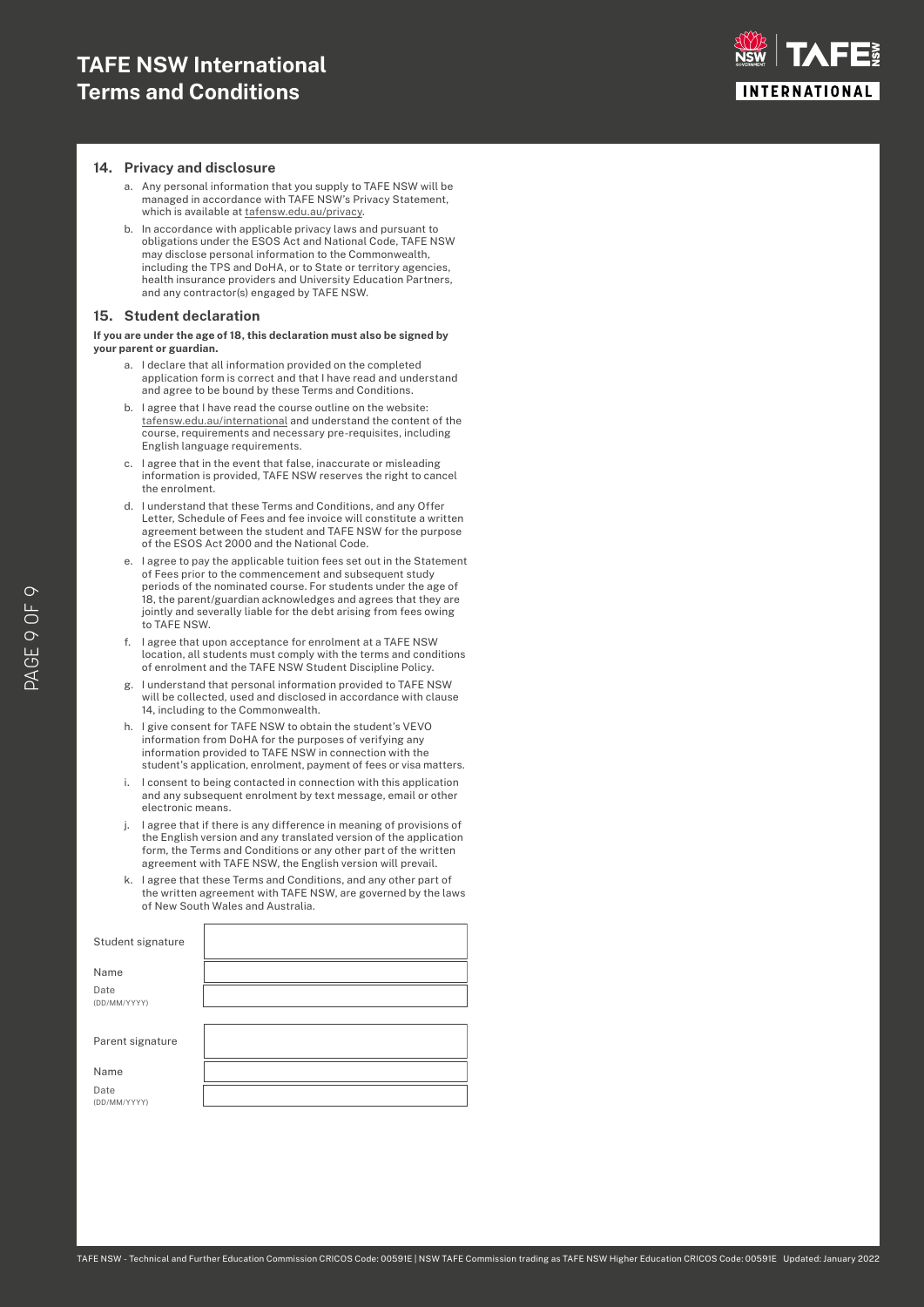# TAFE NSW International Terms and Conditions

## 14. Privacy and disclosure

a. Any personal information that you supply to TAFE NSW will be managed in accordance with TAFE NSW's Privacy Statement, which is available at tafensw.edu.au/privacy.

b. In accordance with applicable privacy laws and pursuant to obligations under the ESOS Act and National Code, TAFE NSW may disclose personal information to the Commonwealth, including the TPS and DoHA, or to State or territory agencies, health insurance providers and University Education Partners, and any contractor(s) engaged by TAFE NSW.

## 15. Student declaration

**If you are under the age of 18, this declaration must also be signed by your parent or guardian.**

a. I declare that all information provided on the completed application form is correct and that I have read and understand and agree to be bound by these Terms and Conditions.

b. I agree that I have read the course outline on the website: tafensw.edu.au/international and understand the content of the course, requirements and necessary pre-requisites, including English language requirements.

c. I agree that in the event that false, inaccurate or misleading information is provided, TAFE NSW reserves the right to cancel the enrolment.

d. I understand that these Terms and Conditions, and any Offer Letter, Schedule of Fees and fee invoice will constitute a written agreement between the student and TAFE NSW for the purpose of the ESOS Act 2000 and the National Code.

e. I agree to pay the applicable tuition fees set out in the Statement of Fees prior to the commencement and subsequent study periods of the nominated course. For students under the age of 18, the parent/guardian acknowledges and agrees that they are jointly and severally liable for the debt arising from fees owing to TAFE NSW.

f. I agree that upon acceptance for enrolment at a TAFE NSW location, all students must comply with the terms and conditions of enrolment and the TAFE NSW Student Discipline Policy.

g. I understand that personal information provided to TAFE NSW will be collected, used and disclosed in accordance with clause 14, including to the Commonwealth.

h. I give consent for TAFE NSW to obtain the student's VEVO information from DoHA for the purposes of verifying any information provided to TAFE NSW in connection with the student's application, enrolment, payment of fees or visa matters.

i. I consent to being contacted in connection with this application and any subsequent enrolment by text message, email or other electronic means.

j. I agree that if there is any difference in meaning of provisions of the English version and any translated version of the application form, the Terms and Conditions or any other part of the written agreement with TAFE NSW, the English version will prevail.

k. I agree that these Terms and Conditions, and any other part of the written agreement with TAFE NSW, are governed by the laws of New South Wales and Australia.

| | |
|---|---|
| Student signature | |
| Name | |
| Date (DD/MM/YYYY) | |

| | |
|---|---|
| Parent signature | |
| Name | |
| Date (DD/MM/YYYY) | |

TAFE NSW - Technical and Further Education Commission CRICOS Code: 00591E | NSW TAFE Commission trading as TAFE NSW Higher Education CRICOS Code: 00591E Updated: January 2022